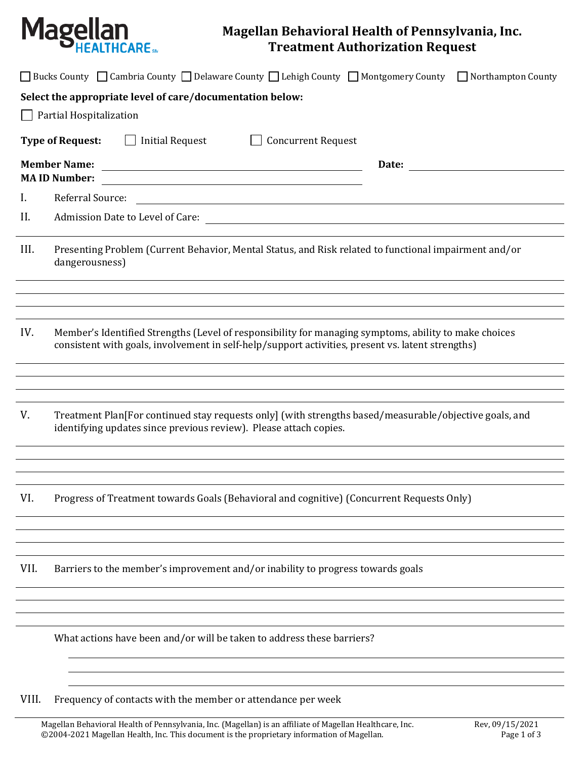Magellan HEALTHCARE

# Magellan Behavioral Health of Pennsylvania, Inc.
## Treatment Authorization Request

☐ Bucks County ☐ Cambria County ☐ Delaware County ☐ Lehigh County ☐ Montgomery County ☐ Northampton County

**Select the appropriate level of care/documentation below:**

☐ Partial Hospitalization

**Type of Request:** ☐ Initial Request ☐ Concurrent Request

**Member Name:** ______________________ **Date:** ______________

**MA ID Number:** ______________________

I. Referral Source: ______________________

II. Admission Date to Level of Care: ______________________

III. Presenting Problem (Current Behavior, Mental Status, and Risk related to functional impairment and/or dangerousness)

IV. Member's Identified Strengths (Level of responsibility for managing symptoms, ability to make choices consistent with goals, involvement in self-help/support activities, present vs. latent strengths)

V. Treatment Plan[For continued stay requests only] (with strengths based/measurable/objective goals, and identifying updates since previous review). Please attach copies.

VI. Progress of Treatment towards Goals (Behavioral and cognitive) (Concurrent Requests Only)

VII. Barriers to the member's improvement and/or inability to progress towards goals

What actions have been and/or will be taken to address these barriers?

VIII. Frequency of contacts with the member or attendance per week

Magellan Behavioral Health of Pennsylvania, Inc. (Magellan) is an affiliate of Magellan Healthcare, Inc.
©2004-2021 Magellan Health, Inc. This document is the proprietary information of Magellan.

Rev, 09/15/2021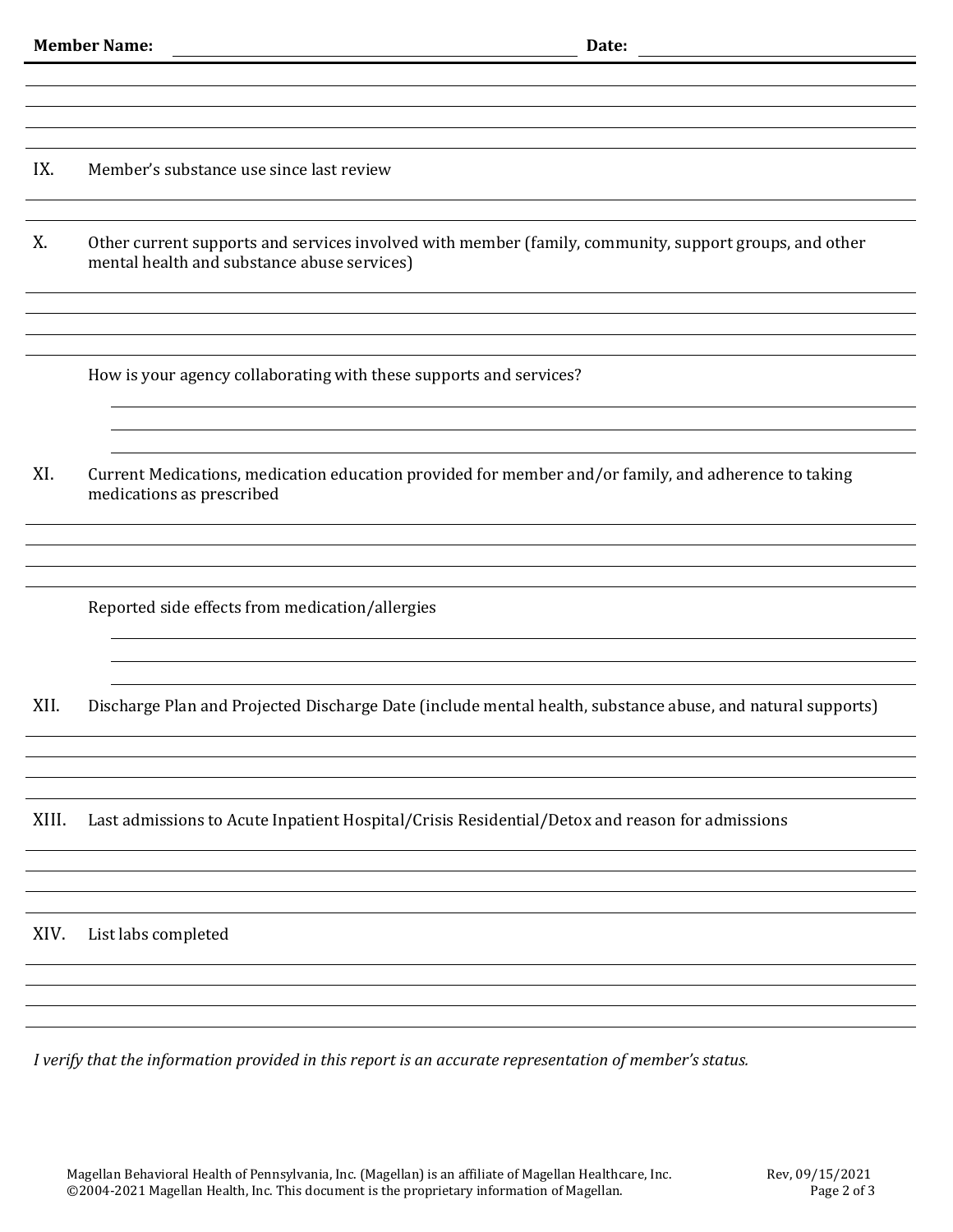**Member Name:** ______________________________ **Date:** ______________

IX. Member's substance use since last review

X. Other current supports and services involved with member (family, community, support groups, and other mental health and substance abuse services)

How is your agency collaborating with these supports and services?

XI. Current Medications, medication education provided for member and/or family, and adherence to taking medications as prescribed

Reported side effects from medication/allergies

XII. Discharge Plan and Projected Discharge Date (include mental health, substance abuse, and natural supports)

XIII. Last admissions to Acute Inpatient Hospital/Crisis Residential/Detox and reason for admissions

XIV. List labs completed

*I verify that the information provided in this report is an accurate representation of member's status.*

Magellan Behavioral Health of Pennsylvania, Inc. (Magellan) is an affiliate of Magellan Healthcare, Inc.
©2004-2021 Magellan Health, Inc. This document is the proprietary information of Magellan.

Rev, 09/15/2021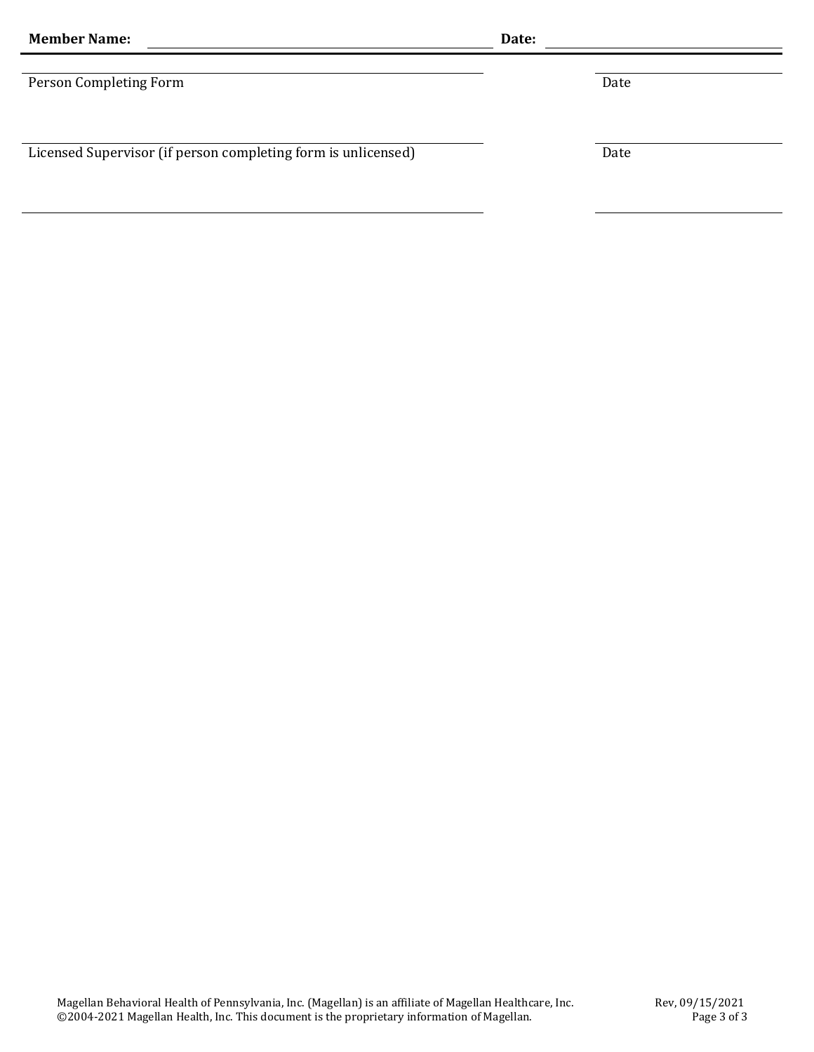**Member Name:** \_\_\_\_\_\_\_\_\_\_\_\_\_\_\_\_\_\_\_\_\_\_\_\_ **Date:** \_\_\_\_\_\_\_\_\_\_\_\_

\_\_\_\_\_\_\_\_\_\_\_\_\_\_\_\_\_\_\_\_\_\_\_\_\_\_\_\_\_\_\_\_\_\_\_\_\_\_ \_\_\_\_\_\_\_\_\_\_\_\_\_\_\_\_

Person Completing Form | Date

\_\_\_\_\_\_\_\_\_\_\_\_\_\_\_\_\_\_\_\_\_\_\_\_\_\_\_\_\_\_\_\_\_\_\_\_\_\_ \_\_\_\_\_\_\_\_\_\_\_\_\_\_\_\_

Licensed Supervisor (if person completing form is unlicensed) | Date

\_\_\_\_\_\_\_\_\_\_\_\_\_\_\_\_\_\_\_\_\_\_\_\_\_\_\_\_\_\_\_\_\_\_\_\_\_\_ \_\_\_\_\_\_\_\_\_\_\_\_\_\_\_\_

Magellan Behavioral Health of Pennsylvania, Inc. (Magellan) is an affiliate of Magellan Healthcare, Inc.
©2004-2021 Magellan Health, Inc. This document is the proprietary information of Magellan.

Rev, 09/15/2021